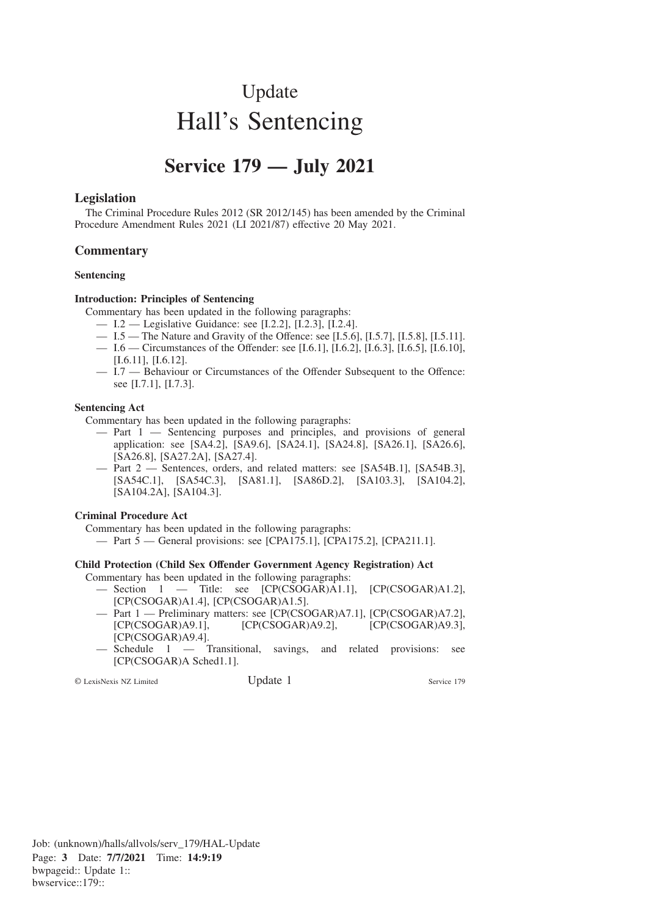# Update

# Hall's Sentencing

## Service 179 — July 2021

### Legislation

The Criminal Procedure Rules 2012 (SR 2012/145) has been amended by the Criminal Procedure Amendment Rules 2021 (LI 2021/87) effective 20 May 2021.

### Commentary

**Sentencing**

**Introduction: Principles of Sentencing**

Commentary has been updated in the following paragraphs:

- I.2 — Legislative Guidance: see [I.2.2], [I.2.3], [I.2.4].
- I.5 — The Nature and Gravity of the Offence: see [I.5.6], [I.5.7], [I.5.8], [I.5.11].
- I.6 — Circumstances of the Offender: see [I.6.1], [I.6.2], [I.6.3], [I.6.5], [I.6.10], [I.6.11], [I.6.12].
- I.7 — Behaviour or Circumstances of the Offender Subsequent to the Offence: see [I.7.1], [I.7.3].

**Sentencing Act**

Commentary has been updated in the following paragraphs:

- Part 1 — Sentencing purposes and principles, and provisions of general application: see [SA4.2], [SA9.6], [SA24.1], [SA24.8], [SA26.1], [SA26.6], [SA26.8], [SA27.2A], [SA27.4].
- Part 2 — Sentences, orders, and related matters: see [SA54B.1], [SA54B.3], [SA54C.1], [SA54C.3], [SA81.1], [SA86D.2], [SA103.3], [SA104.2], [SA104.2A], [SA104.3].

**Criminal Procedure Act**

Commentary has been updated in the following paragraphs:

- Part 5 — General provisions: see [CPA175.1], [CPA175.2], [CPA211.1].

**Child Protection (Child Sex Offender Government Agency Registration) Act**

Commentary has been updated in the following paragraphs:

- Section 1 — Title: see [CP(CSOGAR)A1.1], [CP(CSOGAR)A1.2], [CP(CSOGAR)A1.4], [CP(CSOGAR)A1.5].
- Part 1 — Preliminary matters: see [CP(CSOGAR)A7.1], [CP(CSOGAR)A7.2], [CP(CSOGAR)A9.1], [CP(CSOGAR)A9.2], [CP(CSOGAR)A9.3], [CP(CSOGAR)A9.4].
- Schedule 1 — Transitional, savings, and related provisions: see [CP(CSOGAR)A Sched1.1].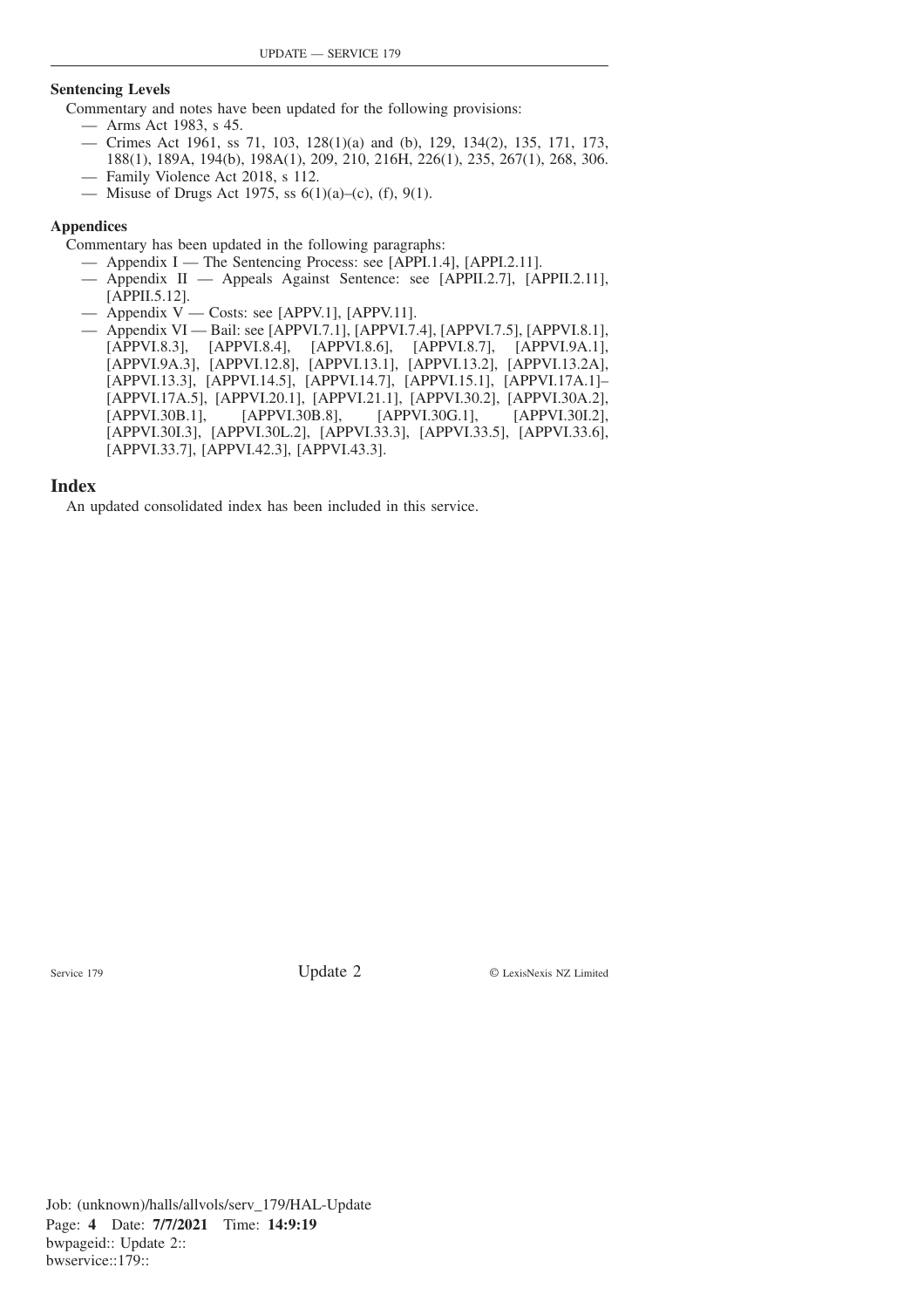**Sentencing Levels**

Commentary and notes have been updated for the following provisions:

- Arms Act 1983, s 45.
- Crimes Act 1961, ss 71, 103, 128(1)(a) and (b), 129, 134(2), 135, 171, 173, 188(1), 189A, 194(b), 198A(1), 209, 210, 216H, 226(1), 235, 267(1), 268, 306.
- Family Violence Act 2018, s 112.
- Misuse of Drugs Act 1975, ss 6(1)(a)–(c), (f), 9(1).

**Appendices**

Commentary has been updated in the following paragraphs:

- Appendix I — The Sentencing Process: see [APPI.1.4], [APPI.2.11].
- Appendix II — Appeals Against Sentence: see [APPII.2.7], [APPII.2.11], [APPII.5.12].
- Appendix V — Costs: see [APPV.1], [APPV.11].
- Appendix VI — Bail: see [APPVI.7.1], [APPVI.7.4], [APPVI.7.5], [APPVI.8.1], [APPVI.8.3], [APPVI.8.4], [APPVI.8.6], [APPVI.8.7], [APPVI.9A.1], [APPVI.9A.3], [APPVI.12.8], [APPVI.13.1], [APPVI.13.2], [APPVI.13.2A], [APPVI.13.3], [APPVI.14.5], [APPVI.14.7], [APPVI.15.1], [APPVI.17A.1]–[APPVI.17A.5], [APPVI.20.1], [APPVI.21.1], [APPVI.30.2], [APPVI.30A.2], [APPVI.30B.1], [APPVI.30B.8], [APPVI.30G.1], [APPVI.30I.2], [APPVI.30I.3], [APPVI.30L.2], [APPVI.33.3], [APPVI.33.5], [APPVI.33.6], [APPVI.33.7], [APPVI.42.3], [APPVI.43.3].

## Index

An updated consolidated index has been included in this service.